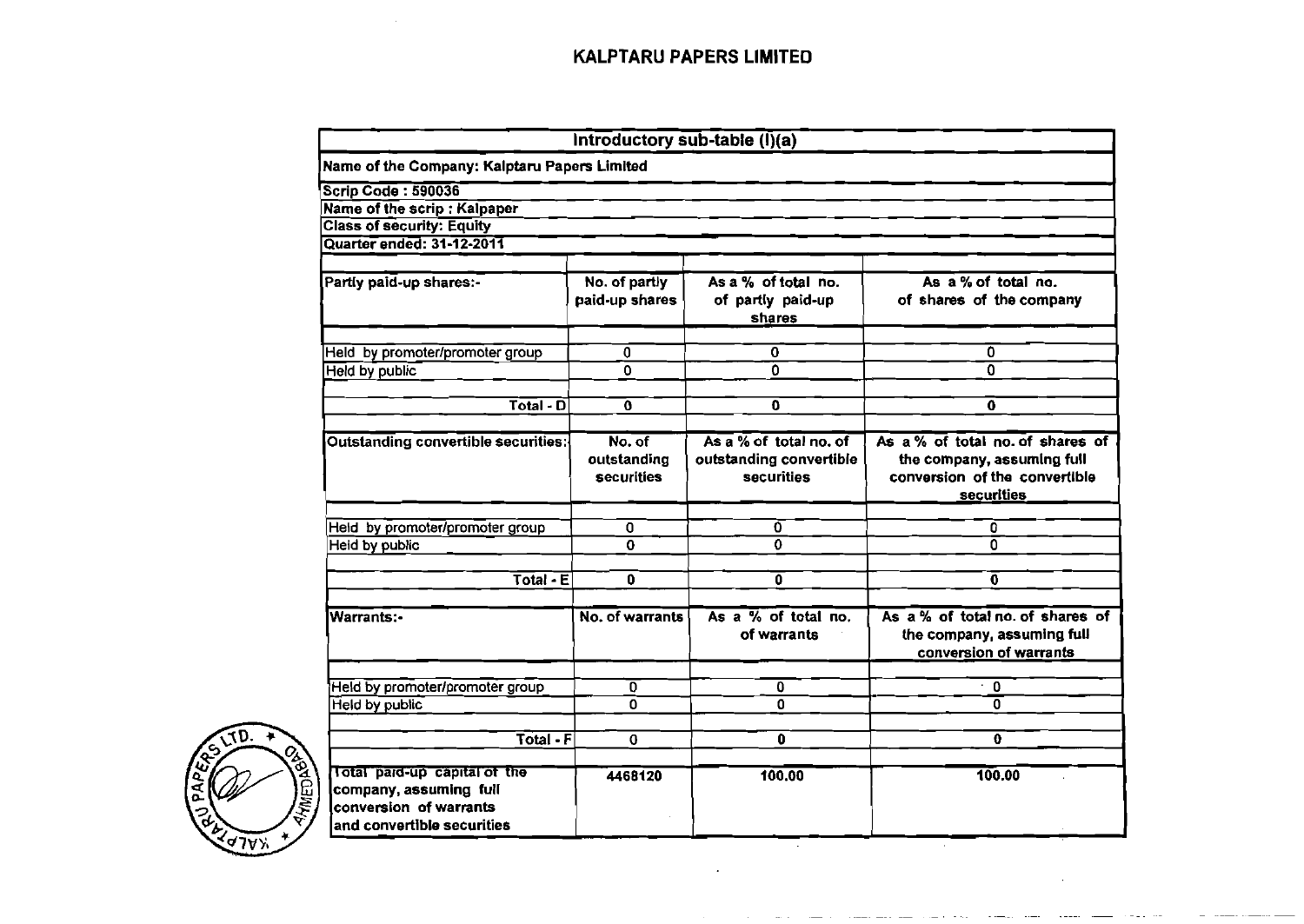# KALPTARU PAPERS LIMITED

| Introductory sub-table (I)(a) | | | |
|---|---|---|---|
| Name of the Company: Kalptaru Papers Limited | | | |
| Scrip Code : 590036 | | | |
| Name of the scrip : Kalpaper | | | |
| Class of security: Equity | | | |
| Quarter ended: 31-12-2011 | | | |
| Partly paid-up shares:- | No. of partly paid-up shares | As a % of total no. of partly paid-up shares | As a % of total no. of shares of the company |
| Held by promoter/promoter group | 0 | 0 | 0 |
| Held by public | 0 | 0 | 0 |
| Total - D | 0 | 0 | 0 |
| Outstanding convertible securities:- | No. of outstanding securities | As a % of total no. of outstanding convertible securities | As a % of total no. of shares of the company, assuming full conversion of the convertible securities |
| Held by promoter/promoter group | 0 | 0 | 0 |
| Held by public | 0 | 0 | 0 |
| Total - E | 0 | 0 | 0 |
| Warrants:- | No. of warrants | As a % of total no. of warrants | As a % of total no. of shares of the company, assuming full conversion of warrants |
| Held by promoter/promoter group | 0 | 0 | 0 |
| Held by public | 0 | 0 | 0 |
| Total - F | 0 | 0 | 0 |
| Total paid-up capital of the company, assuming full conversion of warrants and convertible securities | 4468120 | 100.00 | 100.00 |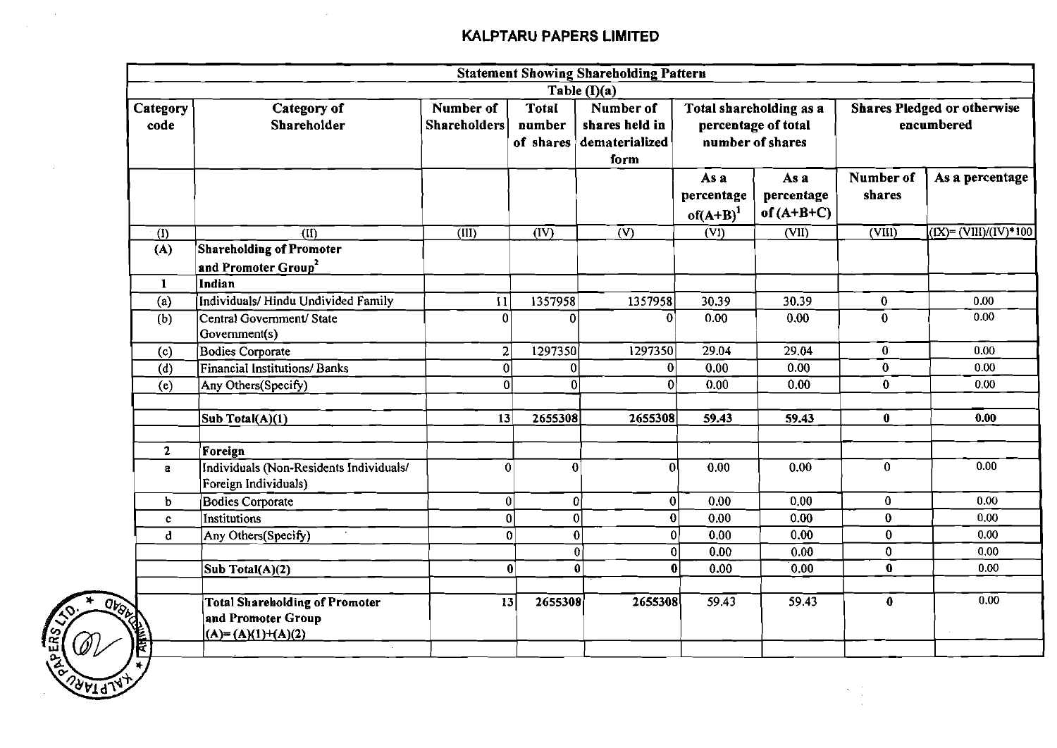# KALPTARU PAPERS LIMITED

| Statement Showing Shareholding Pattern | | | | | | | | |
|---|---|---|---|---|---|---|---|---|
| Table (I)(a) | | | | | | | | |
| Category code | Category of Shareholder | Number of Shareholders | Total number of shares | Number of shares held in dematerialized form | Total shareholding as a percentage of total number of shares | | Shares Pledged or otherwise encumbered | |
| | | | | | As a percentage of(A+B)[1] | As a percentage of (A+B+C) | Number of shares | As a percentage |
| (I) | (II) | (III) | (IV) | (V) | (VI) | (VII) | (VIII) | (IX)= (VIII)/(IV)*100 |
| (A) | **Shareholding of Promoter and Promoter Group[2]** | | | | | | | |
| 1 | **Indian** | | | | | | | |
| (a) | Individuals/ Hindu Undivided Family | 11 | 1357958 | 1357958 | 30.39 | 30.39 | 0 | 0.00 |
| (b) | Central Government/ State Government(s) | 0 | 0 | 0 | 0.00 | 0.00 | 0 | 0.00 |
| (c) | Bodies Corporate | 2 | 1297350 | 1297350 | 29.04 | 29.04 | 0 | 0.00 |
| (d) | Financial Institutions/ Banks | 0 | 0 | 0 | 0.00 | 0.00 | 0 | 0.00 |
| (e) | Any Others(Specify) | 0 | 0 | 0 | 0.00 | 0.00 | 0 | 0.00 |
| | | | | | | | | |
| | **Sub Total(A)(1)** | **13** | **2655308** | **2655308** | **59.43** | **59.43** | **0** | **0.00** |
| | | | | | | | | |
| **2** | **Foreign** | | | | | | | |
| a | Individuals (Non-Residents Individuals/ Foreign Individuals) | 0 | 0 | 0 | 0.00 | 0.00 | 0 | 0.00 |
| b | Bodies Corporate | 0 | 0 | 0 | 0.00 | 0.00 | 0 | 0.00 |
| c | Institutions | 0 | 0 | 0 | 0.00 | 0.00 | 0 | 0.00 |
| d | Any Others(Specify) | 0 | 0 | 0 | 0.00 | 0.00 | 0 | 0.00 |
| | | | 0 | 0 | 0.00 | 0.00 | 0 | 0.00 |
| | **Sub Total(A)(2)** | **0** | **0** | **0** | 0.00 | 0.00 | **0** | 0.00 |
| | | | | | | | | |
| | **Total Shareholding of Promoter and Promoter Group (A)= (A)(1)+(A)(2)** | **13** | **2655308** | **2655308** | 59.43 | 59.43 | **0** | 0.00 |
| | | | | | | | | |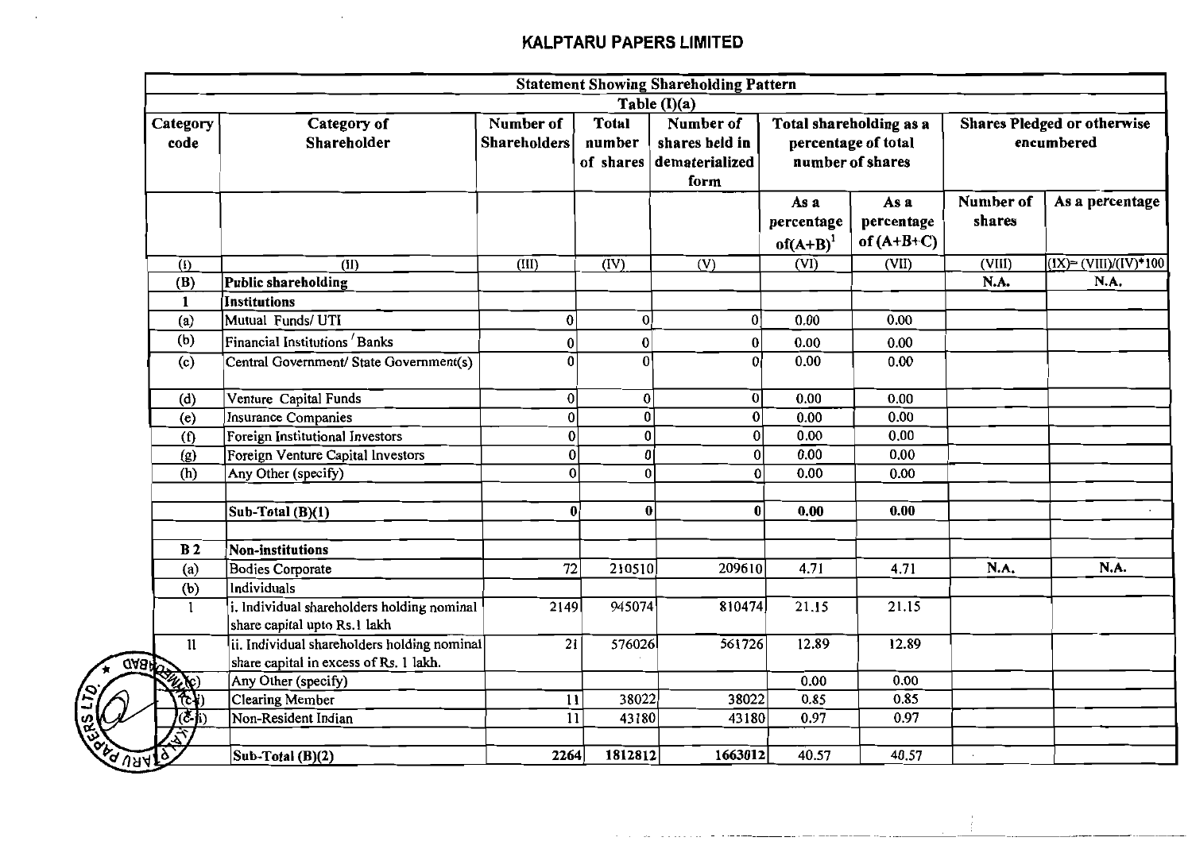# KALPTARU PAPERS LIMITED

| Statement Showing Shareholding Pattern | | | | | | | | |
|---|---|---|---|---|---|---|---|---|
| Table (I)(a) | | | | | | | | |
| Category code | Category of Shareholder | Number of Shareholders | Total number of shares | Number of shares held in dematerialized form | Total shareholding as a percentage of total number of shares | | Shares Pledged or otherwise encumbered | |
| | | | | | As a percentage of(A+B)[1] | As a percentage of (A+B+C) | Number of shares | As a percentage |
| (I) | (II) | (III) | (IV) | (V) | (VI) | (VII) | (VIII) | (IX)= (VIII)/(IV)*100 |
| (B) | **Public shareholding** | | | | | | N.A. | N.A. |
| 1 | **Institutions** | | | | | | | |
| (a) | Mutual Funds/ UTI | 0 | 0 | 0 | 0.00 | 0.00 | | |
| (b) | Financial Institutions / Banks | 0 | 0 | 0 | 0.00 | 0.00 | | |
| (c) | Central Government/ State Government(s) | 0 | 0 | 0 | 0.00 | 0.00 | | |
| (d) | Venture Capital Funds | 0 | 0 | 0 | 0.00 | 0.00 | | |
| (e) | Insurance Companies | 0 | 0 | 0 | 0.00 | 0.00 | | |
| (f) | Foreign Institutional Investors | 0 | 0 | 0 | 0.00 | 0.00 | | |
| (g) | Foreign Venture Capital Investors | 0 | 0 | 0 | 0.00 | 0.00 | | |
| (h) | Any Other (specify) | 0 | 0 | 0 | 0.00 | 0.00 | | |
| | | | | | | | | |
| | **Sub-Total (B)(1)** | **0** | **0** | **0** | **0.00** | **0.00** | | |
| | | | | | | | | |
| B 2 | **Non-institutions** | | | | | | | |
| (a) | Bodies Corporate | 72 | 210510 | 209610 | 4.71 | 4.71 | N.A. | N.A. |
| (b) | Individuals | | | | | | | |
| I | i. Individual shareholders holding nominal share capital upto Rs.1 lakh | 2149 | 945074 | 810474 | 21.15 | 21.15 | | |
| II | ii. Individual shareholders holding nominal share capital in excess of Rs. 1 lakh. | 21 | 576026 | 561726 | 12.89 | 12.89 | | |
| (c) | Any Other (specify) | | | | 0.00 | 0.00 | | |
| (c-i) | Clearing Member | 11 | 38022 | 38022 | 0.85 | 0.85 | | |
| (c-ii) | Non-Resident Indian | 11 | 43180 | 43180 | 0.97 | 0.97 | | |
| | | | | | | | | |
| | **Sub-Total (B)(2)** | **2264** | **1812812** | **1663012** | 40.57 | 40.57 | | |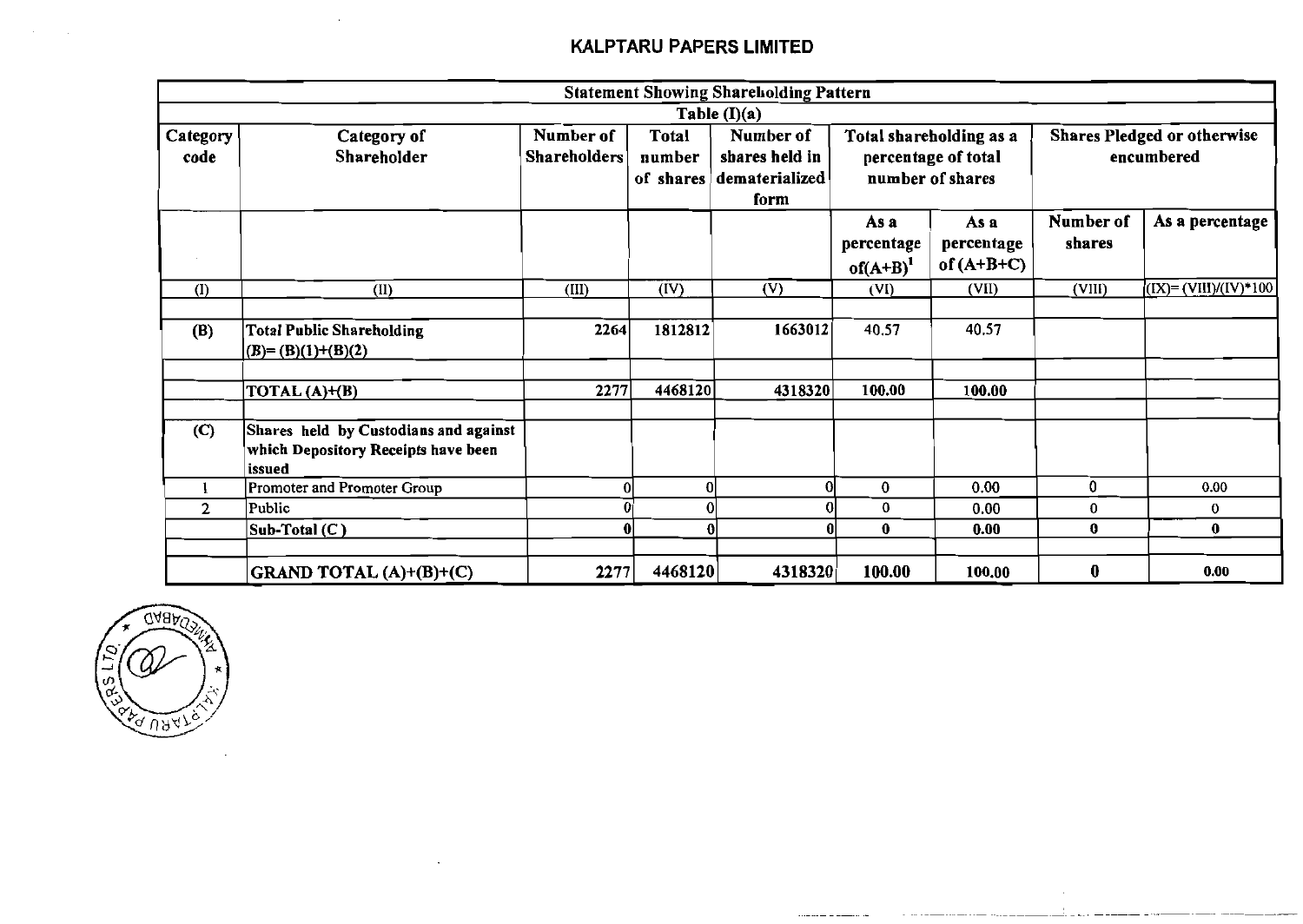## KALPTARU PAPERS LIMITED

| Statement Showing Shareholding Pattern | | | | | | | | |
|---|---|---|---|---|---|---|---|---|
| Table (I)(a) | | | | | | | | |
| Category code | Category of Shareholder | Number of Shareholders | Total number of shares | Number of shares held in dematerialized form | Total shareholding as a percentage of total number of shares | | Shares Pledged or otherwise encumbered | |
| | | | | | As a percentage of(A+B)[1] | As a percentage of (A+B+C) | Number of shares | As a percentage |
| (I) | (II) | (III) | (IV) | (V) | (VI) | (VII) | (VIII) | (IX)= (VIII)/(IV)*100 |
| | | | | | | | | |
| (B) | Total Public Shareholding (B)= (B)(1)+(B)(2) | 2264 | 1812812 | 1663012 | 40.57 | 40.57 | | |
| | | | | | | | | |
| | TOTAL (A)+(B) | 2277 | 4468120 | 4318320 | 100.00 | 100.00 | | |
| | | | | | | | | |
| (C) | Shares held by Custodians and against which Depository Receipts have been issued | | | | | | | |
| 1 | Promoter and Promoter Group | 0 | 0 | 0 | 0 | 0.00 | 0 | 0.00 |
| 2 | Public | 0 | 0 | 0 | 0 | 0.00 | 0 | 0 |
| | Sub-Total (C) | 0 | 0 | 0 | 0 | 0.00 | 0 | 0 |
| | | | | | | | | |
| | GRAND TOTAL (A)+(B)+(C) | 2277 | 4468120 | 4318320 | 100.00 | 100.00 | 0 | 0.00 |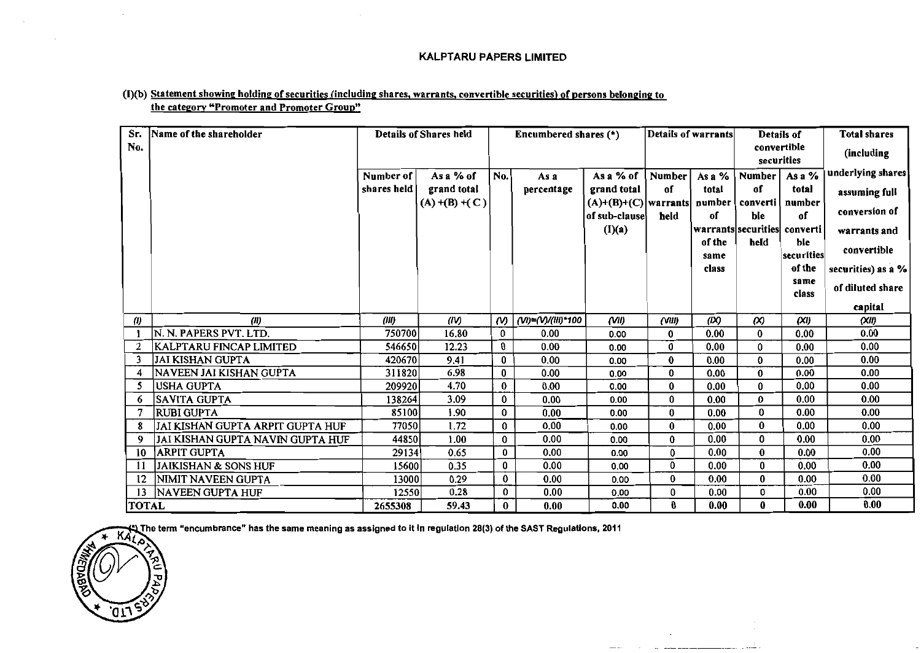# KALPTARU PAPERS LIMITED

(I)(b) Statement showing holding of securities (including shares, warrants, convertible securities) of persons belonging to the category "Promoter and Promoter Group"

| Sr. No. | Name of the shareholder | Details of Shares held | | Encumbered shares (*) | | | Details of warrants | | Details of convertible securities | | Total shares (including underlying shares assuming full conversion of warrants and convertible securities) as a % of diluted share capital |
|---|---|---|---|---|---|---|---|---|---|---|---|
| | | Number of shares held | As a % of grand total (A) +(B) +( C ) | No. | As a percentage | As a % of grand total (A)+(B)+(C) of sub-clause (I)(a) | Number of warrants held | As a % total number of warrants of the same class | Number of convertible securities held | As a % total number of convertible securities of the same class | |
| (I) | (II) | (III) | (IV) | (V) | (VI)=(V)/(III)*100 | (VII) | (VIII) | (IX) | (X) | (XI) | (XII) |
| 1 | N. N. PAPERS PVT. LTD. | 750700 | 16.80 | 0 | 0.00 | 0.00 | 0 | 0.00 | 0 | 0.00 | 0.00 |
| 2 | KALPTARU FINCAP LIMITED | 546650 | 12.23 | 0 | 0.00 | 0.00 | 0 | 0.00 | 0 | 0.00 | 0.00 |
| 3 | JAI KISHAN GUPTA | 420670 | 9.41 | 0 | 0.00 | 0.00 | 0 | 0.00 | 0 | 0.00 | 0.00 |
| 4 | NAVEEN JAI KISHAN GUPTA | 311820 | 6.98 | 0 | 0.00 | 0.00 | 0 | 0.00 | 0 | 0.00 | 0.00 |
| 5 | USHA GUPTA | 209920 | 4.70 | 0 | 0.00 | 0.00 | 0 | 0.00 | 0 | 0.00 | 0.00 |
| 6 | SAVITA GUPTA | 138264 | 3.09 | 0 | 0.00 | 0.00 | 0 | 0.00 | 0 | 0.00 | 0.00 |
| 7 | RUBI GUPTA | 85100 | 1.90 | 0 | 0.00 | 0.00 | 0 | 0.00 | 0 | 0.00 | 0.00 |
| 8 | JAI KISHAN GUPTA ARPIT GUPTA HUF | 77050 | 1.72 | 0 | 0.00 | 0.00 | 0 | 0.00 | 0 | 0.00 | 0.00 |
| 9 | JAI KISHAN GUPTA NAVIN GUPTA HUF | 44850 | 1.00 | 0 | 0.00 | 0.00 | 0 | 0.00 | 0 | 0.00 | 0.00 |
| 10 | ARPIT GUPTA | 29134 | 0.65 | 0 | 0.00 | 0.00 | 0 | 0.00 | 0 | 0.00 | 0.00 |
| 11 | JAIKISHAN & SONS HUF | 15600 | 0.35 | 0 | 0.00 | 0.00 | 0 | 0.00 | 0 | 0.00 | 0.00 |
| 12 | NIMIT NAVEEN GUPTA | 13000 | 0.29 | 0 | 0.00 | 0.00 | 0 | 0.00 | 0 | 0.00 | 0.00 |
| 13 | NAVEEN GUPTA HUF | 12550 | 0.28 | 0 | 0.00 | 0.00 | 0 | 0.00 | 0 | 0.00 | 0.00 |
| **TOTAL** | | **2655308** | **59.43** | **0** | **0.00** | **0.00** | **0** | **0.00** | **0** | **0.00** | **0.00** |

(*) The term "encumbrance" has the same meaning as assigned to it in regulation 28(3) of the SAST Regulations, 2011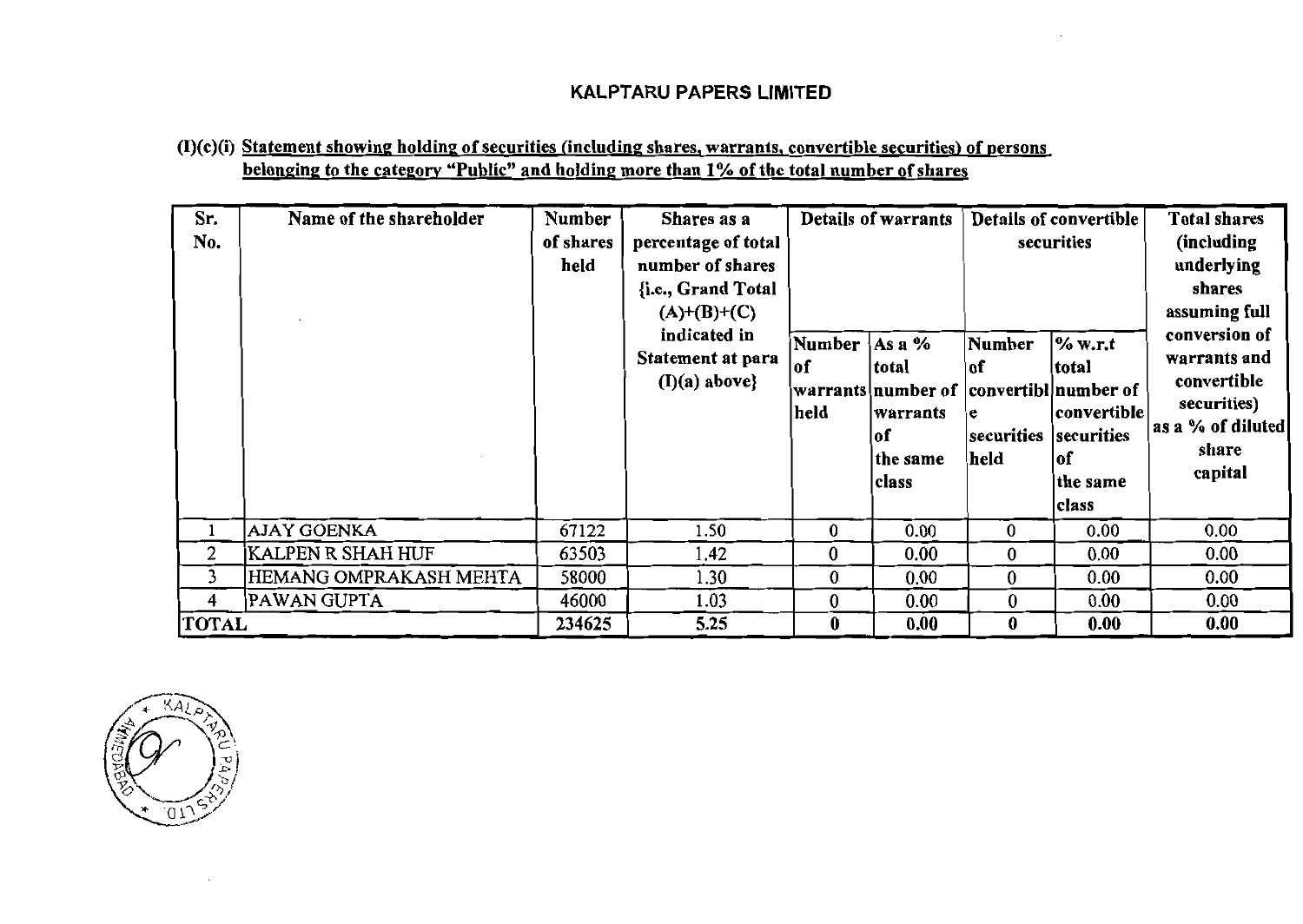# KALPTARU PAPERS LIMITED

(I)(c)(i) Statement showing holding of securities (including shares, warrants, convertible securities) of persons belonging to the category "Public" and holding more than 1% of the total number of shares

| Sr. No. | Name of the shareholder | Number of shares held | Shares as a percentage of total number of shares {i.e., Grand Total (A)+(B)+(C) indicated in Statement at para (I)(a) above} | Details of warrants | | Details of convertible securities | | Total shares (including underlying shares assuming full conversion of warrants and convertible securities) as a % of diluted share capital |
|---|---|---|---|---|---|---|---|---|
| | | | | Number of warrants held | As a % total number of warrants of the same class | Number of convertible securities held | % w.r.t total number of convertible securities of the same class | |
| 1 | AJAY GOENKA | 67122 | 1.50 | 0 | 0.00 | 0 | 0.00 | 0.00 |
| 2 | KALPEN R SHAH HUF | 63503 | 1.42 | 0 | 0.00 | 0 | 0.00 | 0.00 |
| 3 | HEMANG OMPRAKASH MEHTA | 58000 | 1.30 | 0 | 0.00 | 0 | 0.00 | 0.00 |
| 4 | PAWAN GUPTA | 46000 | 1.03 | 0 | 0.00 | 0 | 0.00 | 0.00 |
| **TOTAL** | | **234625** | **5.25** | **0** | **0.00** | **0** | **0.00** | **0.00** |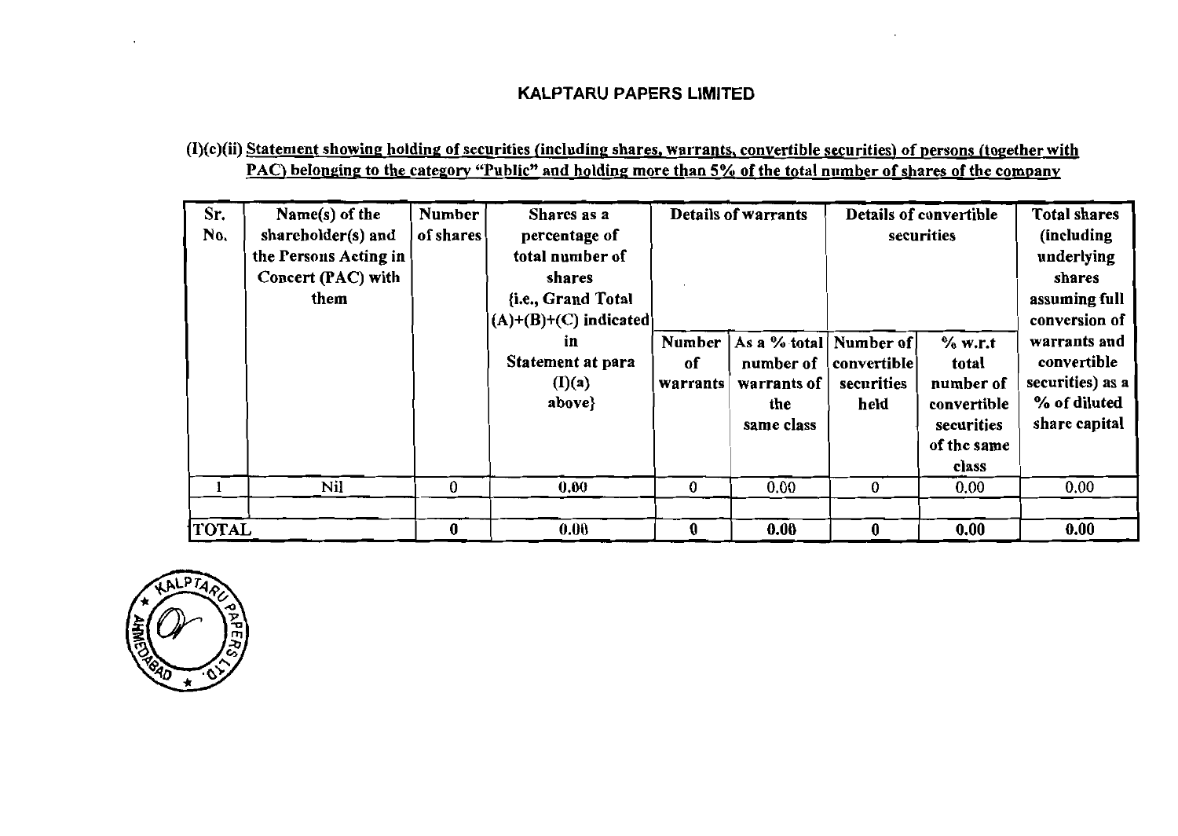# KALPTARU PAPERS LIMITED

(I)(c)(ii) Statement showing holding of securities (including shares, warrants, convertible securities) of persons (together with PAC) belonging to the category "Public" and holding more than 5% of the total number of shares of the company

| Sr. No. | Name(s) of the shareholder(s) and the Persons Acting in Concert (PAC) with them | Number of shares | Shares as a percentage of total number of shares {i.e., Grand Total (A)+(B)+(C) indicated in Statement at para (I)(a) above} | Details of warrants | | Details of convertible securities | | Total shares (including underlying shares assuming full conversion of warrants and convertible securities) as a % of diluted share capital |
|---|---|---|---|---|---|---|---|---|
| | | | | Number of warrants | As a % total number of warrants of the same class | Number of convertible securities held | % w.r.t total number of convertible securities of the same class | |
| 1 | Nil | 0 | 0.00 | 0 | 0.00 | 0 | 0.00 | 0.00 |
| | | | | | | | | |
| **TOTAL** | | **0** | **0.00** | **0** | **0.00** | **0** | **0.00** | **0.00** |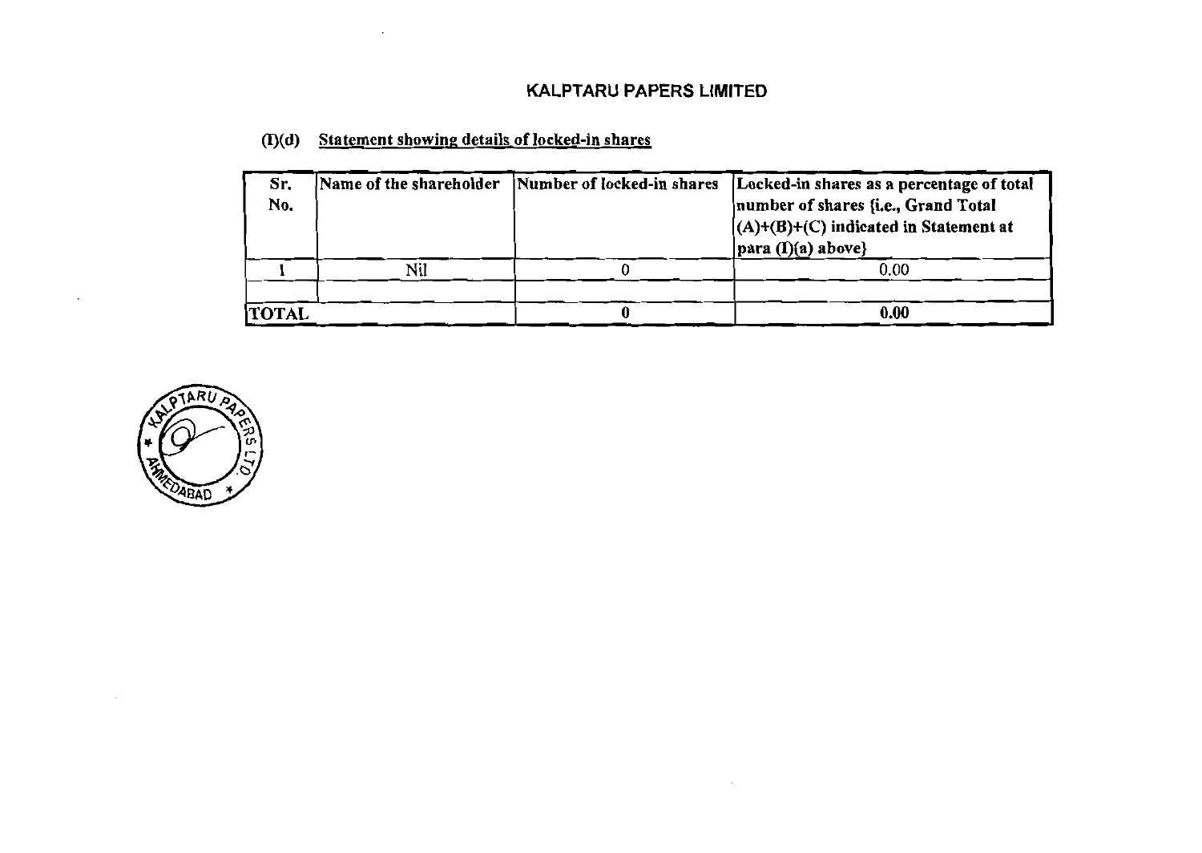# KALPTARU PAPERS LIMITED

## (I)(d) Statement showing details of locked-in shares

| Sr. No. | Name of the shareholder | Number of locked-in shares | Locked-in shares as a percentage of total number of shares {i.e., Grand Total (A)+(B)+(C) indicated in Statement at para (I)(a) above} |
|---|---|---|---|
| 1 | Nil | 0 | 0.00 |
| | | | |
| **TOTAL** | | **0** | **0.00** |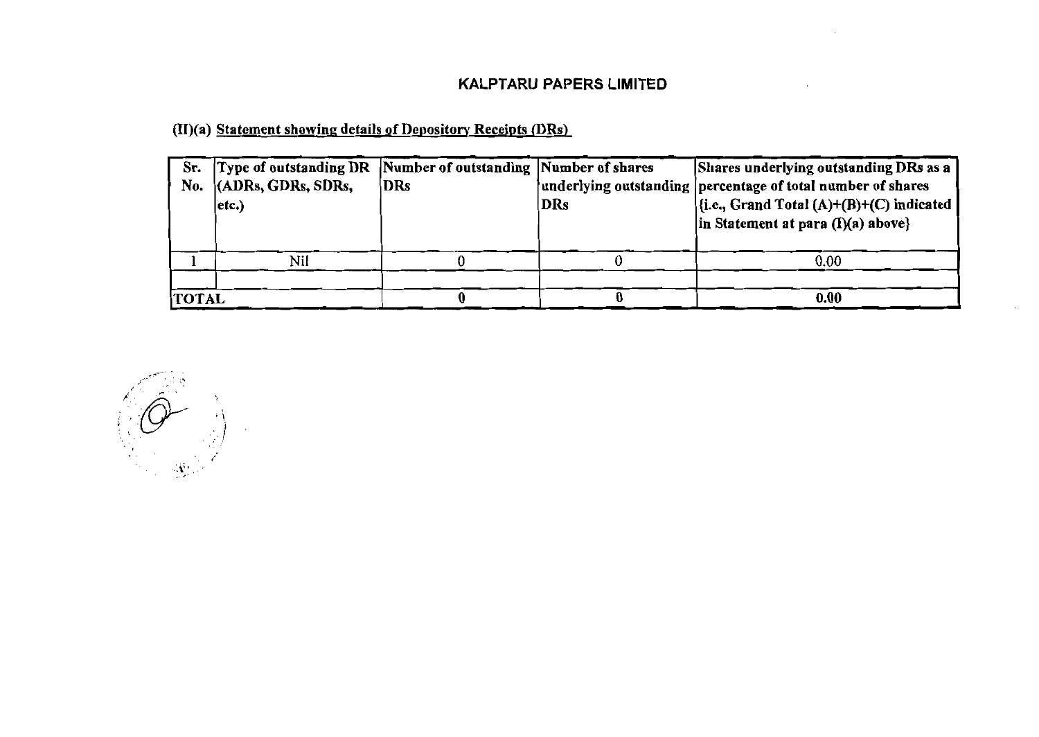# KALPTARU PAPERS LIMITED

## (II)(a) Statement showing details of Depository Receipts (DRs)

| Sr. No. | Type of outstanding DR (ADRs, GDRs, SDRs, etc.) | Number of outstanding DRs | Number of shares underlying outstanding DRs | Shares underlying outstanding DRs as a percentage of total number of shares {i.e., Grand Total (A)+(B)+(C) indicated in Statement at para (I)(a) above} |
|---|---|---|---|---|
| 1 | Nil | 0 | 0 | 0.00 |
| | | | | |
| **TOTAL** | | **0** | **0** | **0.00** |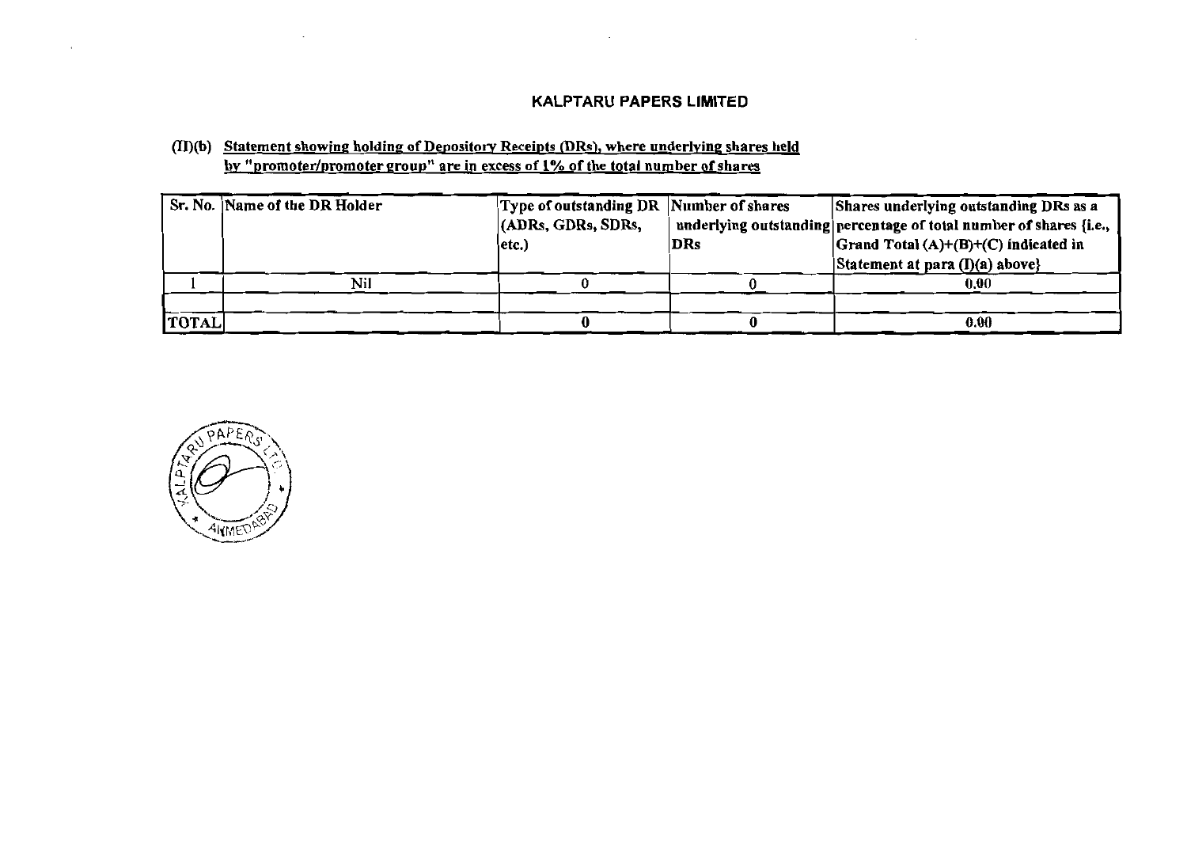# KALPTARU PAPERS LIMITED

## (II)(b) Statement showing holding of Depository Receipts (DRs), where underlying shares held by "promoter/promoter group" are in excess of 1% of the total number of shares

| Sr. No. | Name of the DR Holder | Type of outstanding DR (ADRs, GDRs, SDRs, etc.) | Number of shares underlying outstanding DRs | Shares underlying outstanding DRs as a percentage of total number of shares {i.e., Grand Total (A)+(B)+(C) indicated in Statement at para (I)(a) above} |
|---|---|---|---|---|
| 1 | Nil | 0 | 0 | 0.00 |
| | | | | |
| **TOTAL** | | **0** | **0** | **0.00** |